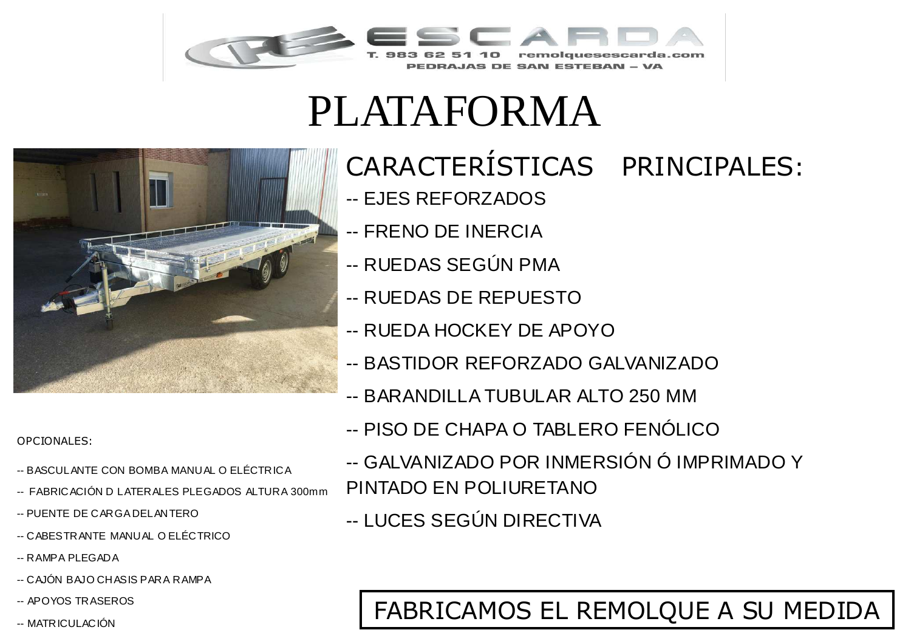ESCARDA

T. 983 62 51 10 remolquesescarda.com

PEDRAJAS DE SAN ESTEBAN – VA

# PLATAFORMA

## CARACTERÍSTICAS PRINCIPALES:

-- EJES REFORZADOS

-- FRENO DE INERCIA

-- RUEDAS SEGÚN PMA

-- RUEDAS DE REPUESTO

-- RUEDA HOCKEY DE APOYO

-- BASTIDOR REFORZADO GALVANIZADO

-- BARANDILLA TUBULAR ALTO 250 MM

-- PISO DE CHAPA O TABLERO FENÓLICO

-- GALVANIZADO POR INMERSIÓN Ó IMPRIMADO Y PINTADO EN POLIURETANO

-- LUCES SEGÚN DIRECTIVA

OPCIONALES:

-- BASCULANTE CON BOMBA MANUAL O ELÉCTRICA

-- FABRICACIÓN D LATERALES PLEGADOS ALTURA 300mm

-- PUENTE DE CARGA DELANTERO

-- CABESTRANTE MANUAL O ELÉCTRICO

-- RAMPA PLEGADA

-- CAJÓN BAJO CHASIS PARA RAMPA

-- APOYOS TRASEROS

-- MATRICULACIÓN

**FABRICAMOS EL REMOLQUE A SU MEDIDA**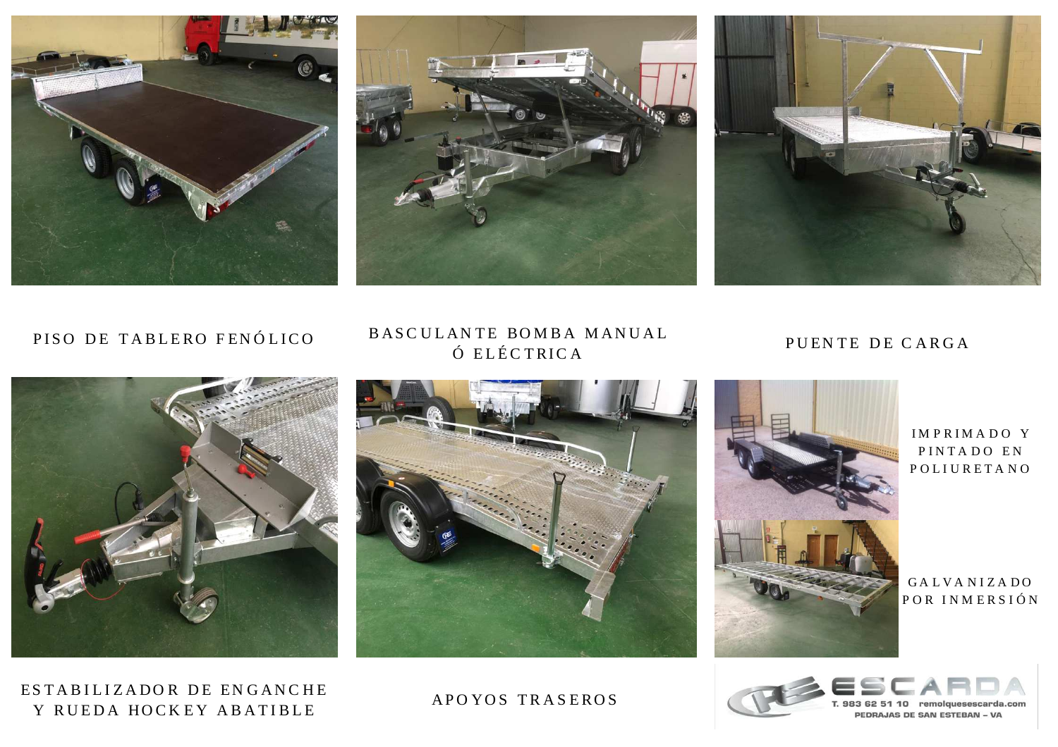PISO DE TABLERO FENÓLICO

BASCULANTE BOMBA MANUAL Ó ELÉCTRICA

PUENTE DE CARGA

IMPRIMADO Y PINTADO EN POLIURETANO

GALVANIZADO POR INMERSIÓN

ESTABILIZADOR DE ENGANCHE Y RUEDA HOCKEY ABATIBLE

APOYOS TRASEROS

ESCARDA

T. 983 62 51 10 remolquesescarda.com

PEDRAJAS DE SAN ESTEBAN – VA